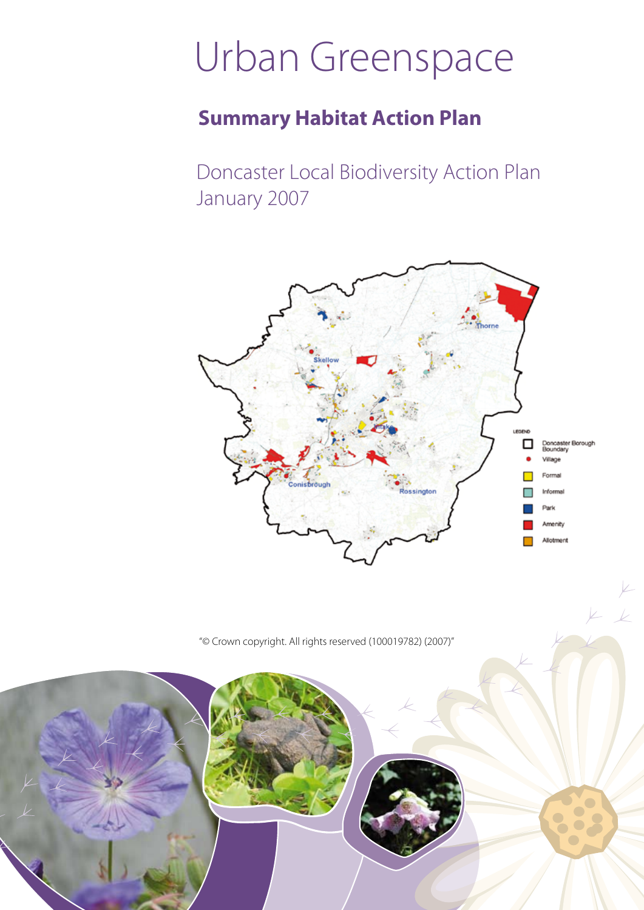# Urban Greenspace

## Summary Habitat Action Plan

Doncaster Local Biodiversity Action Plan
January 2007

"© Crown copyright. All rights reserved (100019782) (2007)"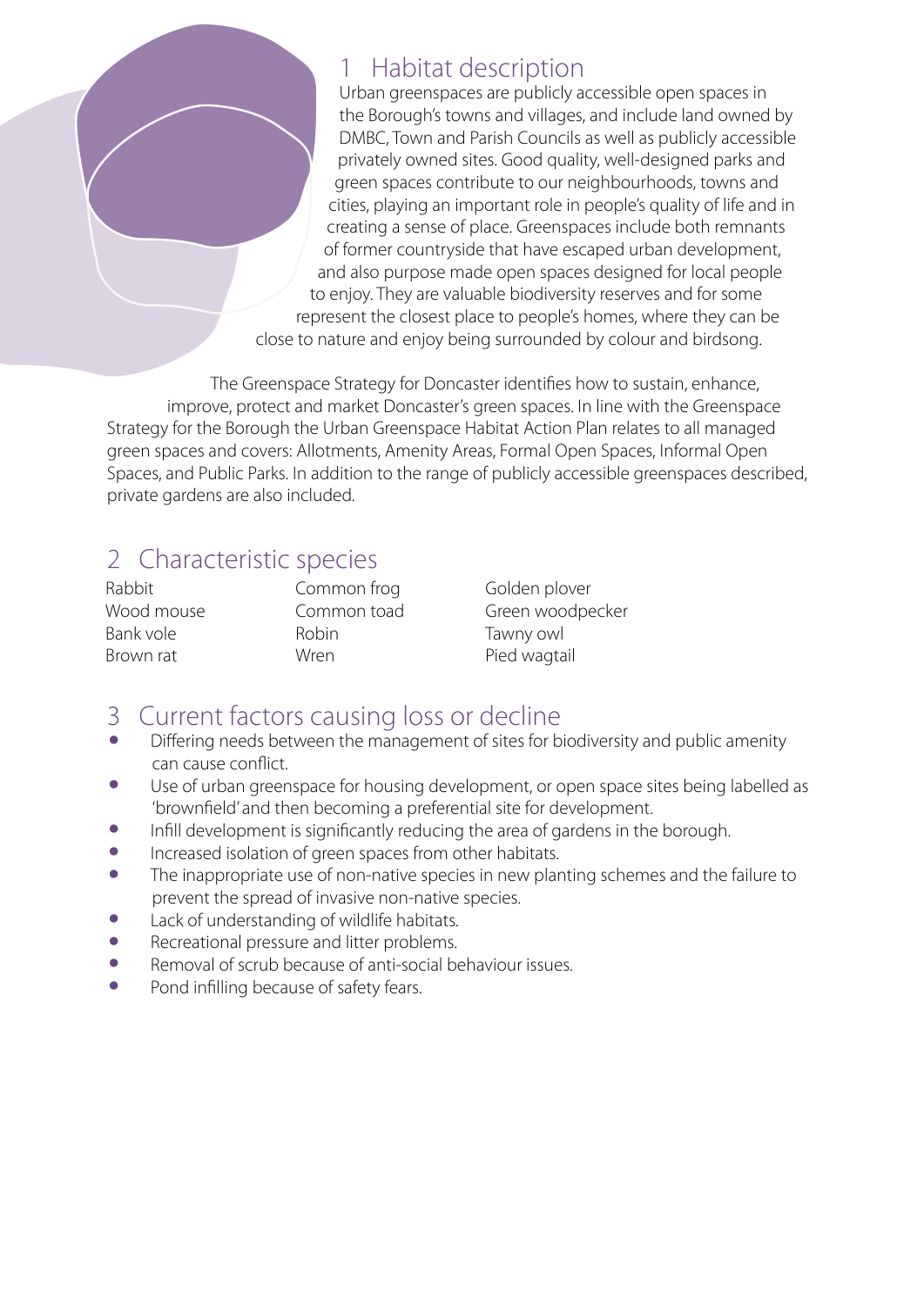## 1 Habitat description

Urban greenspaces are publicly accessible open spaces in the Borough's towns and villages, and include land owned by DMBC, Town and Parish Councils as well as publicly accessible privately owned sites. Good quality, well-designed parks and green spaces contribute to our neighbourhoods, towns and cities, playing an important role in people's quality of life and in creating a sense of place. Greenspaces include both remnants of former countryside that have escaped urban development, and also purpose made open spaces designed for local people to enjoy. They are valuable biodiversity reserves and for some represent the closest place to people's homes, where they can be close to nature and enjoy being surrounded by colour and birdsong.

The Greenspace Strategy for Doncaster identifies how to sustain, enhance, improve, protect and market Doncaster's green spaces. In line with the Greenspace Strategy for the Borough the Urban Greenspace Habitat Action Plan relates to all managed green spaces and covers: Allotments, Amenity Areas, Formal Open Spaces, Informal Open Spaces, and Public Parks. In addition to the range of publicly accessible greenspaces described, private gardens are also included.

## 2 Characteristic species

Rabbit
Wood mouse
Bank vole
Brown rat
Common frog
Common toad
Robin
Wren
Golden plover
Green woodpecker
Tawny owl
Pied wagtail

## 3 Current factors causing loss or decline

- Differing needs between the management of sites for biodiversity and public amenity can cause conflict.
- Use of urban greenspace for housing development, or open space sites being labelled as 'brownfield' and then becoming a preferential site for development.
- Infill development is significantly reducing the area of gardens in the borough.
- Increased isolation of green spaces from other habitats.
- The inappropriate use of non-native species in new planting schemes and the failure to prevent the spread of invasive non-native species.
- Lack of understanding of wildlife habitats.
- Recreational pressure and litter problems.
- Removal of scrub because of anti-social behaviour issues.
- Pond infilling because of safety fears.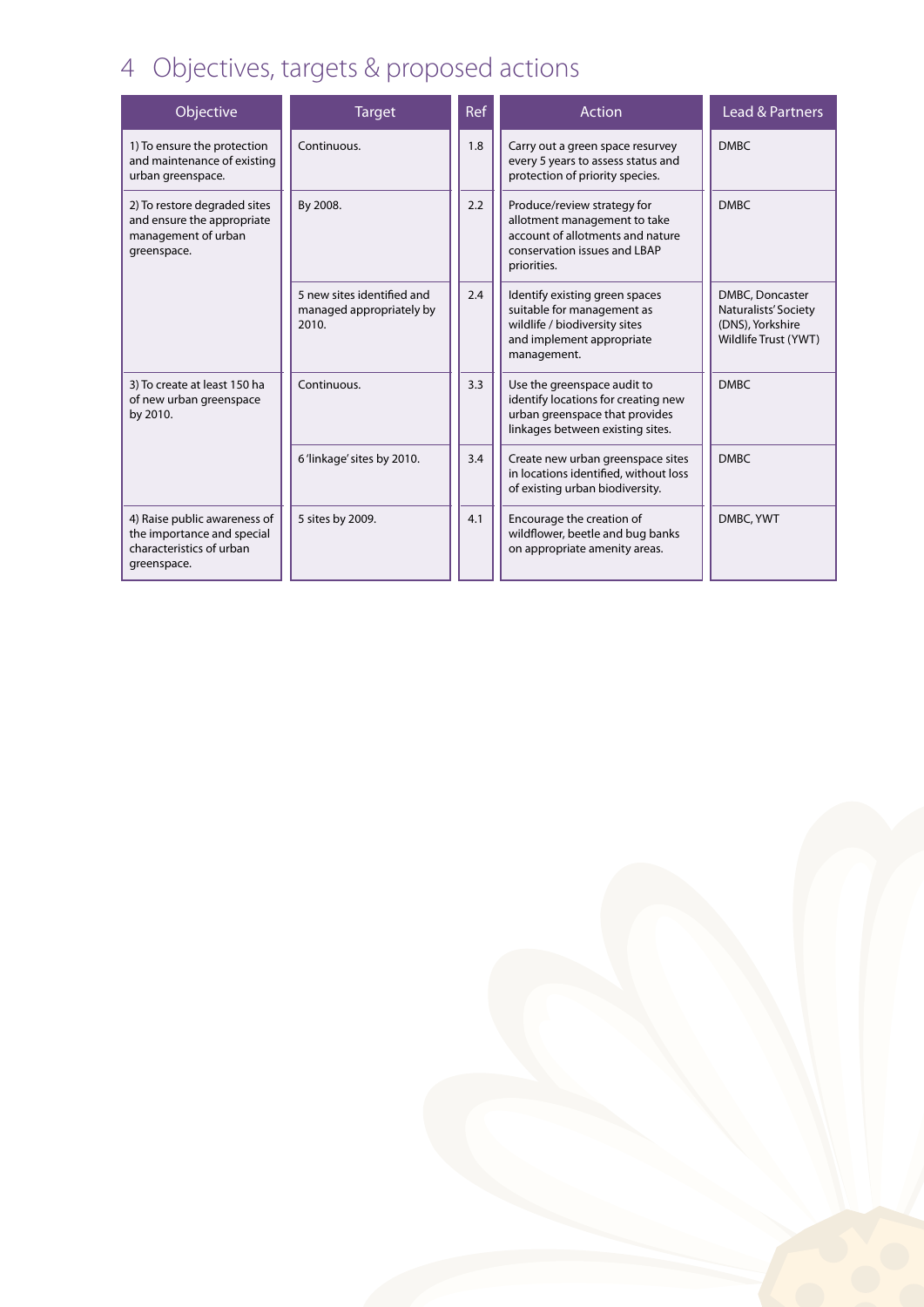# 4 Objectives, targets & proposed actions

| Objective | Target | Ref | Action | Lead & Partners |
|---|---|---|---|---|
| 1) To ensure the protection and maintenance of existing urban greenspace. | Continuous. | 1.8 | Carry out a green space resurvey every 5 years to assess status and protection of priority species. | DMBC |
| 2) To restore degraded sites and ensure the appropriate management of urban greenspace. | By 2008. | 2.2 | Produce/review strategy for allotment management to take account of allotments and nature conservation issues and LBAP priorities. | DMBC |
| | 5 new sites identified and managed appropriately by 2010. | 2.4 | Identify existing green spaces suitable for management as wildlife / biodiversity sites and implement appropriate management. | DMBC, Doncaster Naturalists' Society (DNS), Yorkshire Wildlife Trust (YWT) |
| 3) To create at least 150 ha of new urban greenspace by 2010. | Continuous. | 3.3 | Use the greenspace audit to identify locations for creating new urban greenspace that provides linkages between existing sites. | DMBC |
| | 6 'linkage' sites by 2010. | 3.4 | Create new urban greenspace sites in locations identified, without loss of existing urban biodiversity. | DMBC |
| 4) Raise public awareness of the importance and special characteristics of urban greenspace. | 5 sites by 2009. | 4.1 | Encourage the creation of wildflower, beetle and bug banks on appropriate amenity areas. | DMBC, YWT |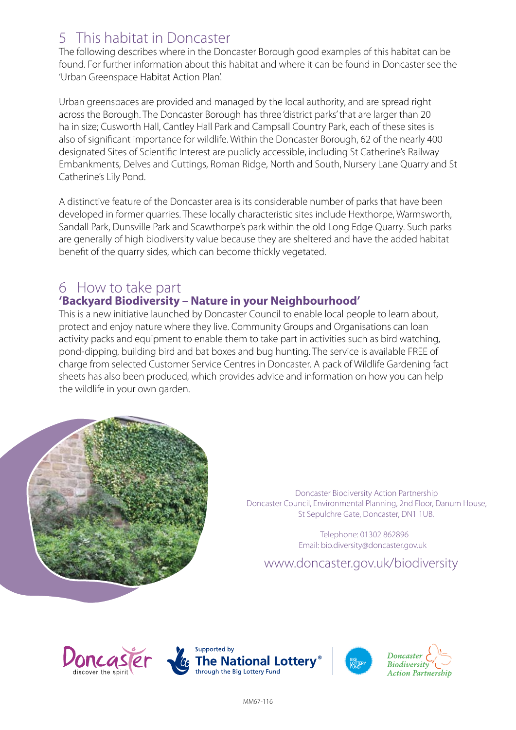## 5 This habitat in Doncaster

The following describes where in the Doncaster Borough good examples of this habitat can be found. For further information about this habitat and where it can be found in Doncaster see the 'Urban Greenspace Habitat Action Plan'.

Urban greenspaces are provided and managed by the local authority, and are spread right across the Borough. The Doncaster Borough has three 'district parks' that are larger than 20 ha in size; Cusworth Hall, Cantley Hall Park and Campsall Country Park, each of these sites is also of significant importance for wildlife. Within the Doncaster Borough, 62 of the nearly 400 designated Sites of Scientific Interest are publicly accessible, including St Catherine's Railway Embankments, Delves and Cuttings, Roman Ridge, North and South, Nursery Lane Quarry and St Catherine's Lily Pond.

A distinctive feature of the Doncaster area is its considerable number of parks that have been developed in former quarries. These locally characteristic sites include Hexthorpe, Warmsworth, Sandall Park, Dunsville Park and Scawthorpe's park within the old Long Edge Quarry. Such parks are generally of high biodiversity value because they are sheltered and have the added habitat benefit of the quarry sides, which can become thickly vegetated.

## 6 How to take part

### 'Backyard Biodiversity – Nature in your Neighbourhood'

This is a new initiative launched by Doncaster Council to enable local people to learn about, protect and enjoy nature where they live. Community Groups and Organisations can loan activity packs and equipment to enable them to take part in activities such as bird watching, pond-dipping, building bird and bat boxes and bug hunting. The service is available FREE of charge from selected Customer Service Centres in Doncaster. A pack of Wildlife Gardening fact sheets has also been produced, which provides advice and information on how you can help the wildlife in your own garden.

Doncaster Biodiversity Action Partnership
Doncaster Council, Environmental Planning, 2nd Floor, Danum House,
St Sepulchre Gate, Doncaster, DN1 1UB.

Telephone: 01302 862896
Email: bio.diversity@doncaster.gov.uk

www.doncaster.gov.uk/biodiversity

Doncaster discover the spirit

Supported by The National Lottery® through the Big Lottery Fund

Big Lottery Fund

Doncaster Biodiversity Action Partnership

MM67-116